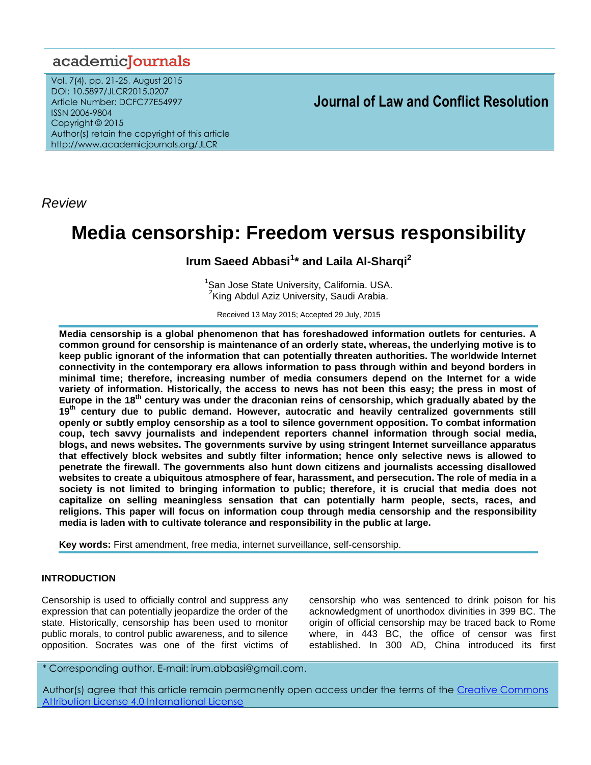*Review*

# Media censorship: Freedom versus responsibility

**Irum Saeed Abbasi[1]* and Laila Al-Sharqi[2]**

[1]San Jose State University, California. USA.
[2]King Abdul Aziz University, Saudi Arabia.

Received 13 May 2015; Accepted 29 July, 2015

**Media censorship is a global phenomenon that has foreshadowed information outlets for centuries. A common ground for censorship is maintenance of an orderly state, whereas, the underlying motive is to keep public ignorant of the information that can potentially threaten authorities. The worldwide Internet connectivity in the contemporary era allows information to pass through within and beyond borders in minimal time; therefore, increasing number of media consumers depend on the Internet for a wide variety of information. Historically, the access to news has not been this easy; the press in most of Europe in the 18th century was under the draconian reins of censorship, which gradually abated by the 19th century due to public demand. However, autocratic and heavily centralized governments still openly or subtly employ censorship as a tool to silence government opposition. To combat information coup, tech savvy journalists and independent reporters channel information through social media, blogs, and news websites. The governments survive by using stringent Internet surveillance apparatus that effectively block websites and subtly filter information; hence only selective news is allowed to penetrate the firewall. The governments also hunt down citizens and journalists accessing disallowed websites to create a ubiquitous atmosphere of fear, harassment, and persecution. The role of media in a society is not limited to bringing information to public; therefore, it is crucial that media does not capitalize on selling meaningless sensation that can potentially harm people, sects, races, and religions. This paper will focus on information coup through media censorship and the responsibility media is laden with to cultivate tolerance and responsibility in the public at large.**

**Key words:** First amendment, free media, internet surveillance, self-censorship.

## INTRODUCTION

Censorship is used to officially control and suppress any expression that can potentially jeopardize the order of the state. Historically, censorship has been used to monitor public morals, to control public awareness, and to silence opposition. Socrates was one of the first victims of censorship who was sentenced to drink poison for his acknowledgment of unorthodox divinities in 399 BC. The origin of official censorship may be traced back to Rome where, in 443 BC, the office of censor was first established. In 300 AD, China introduced its first

\* Corresponding author. E-mail: irum.abbasi@gmail.com.

Author(s) agree that this article remain permanently open access under the terms of the Creative Commons Attribution License 4.0 International License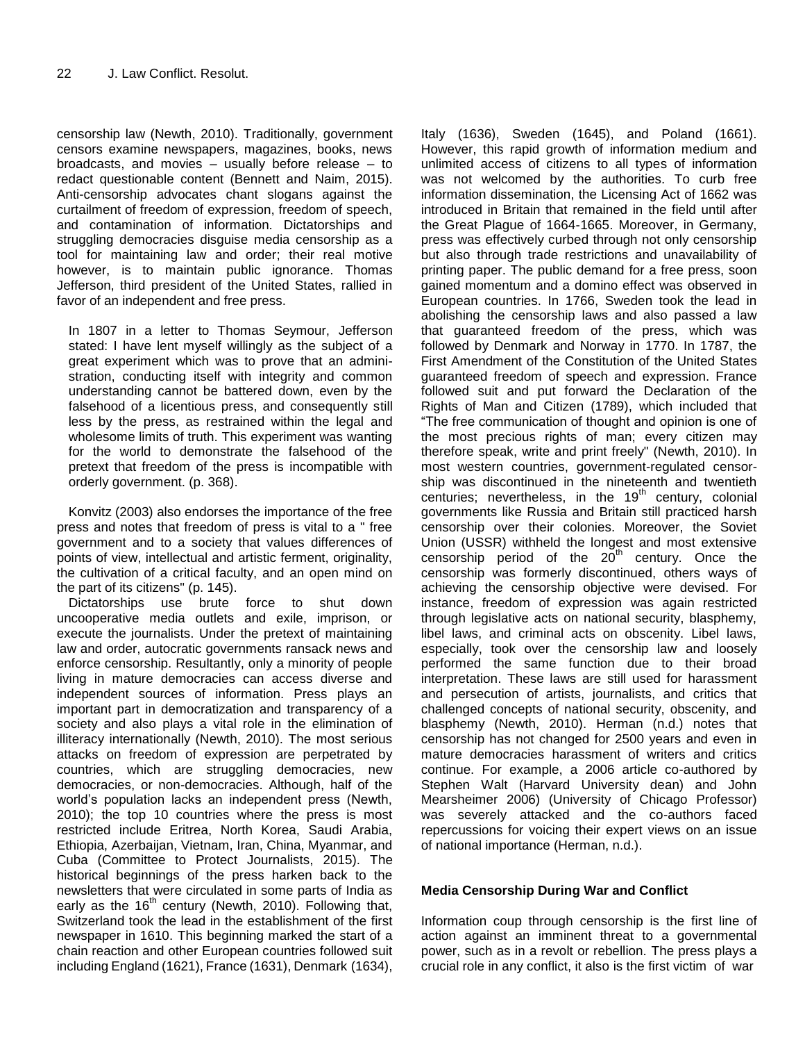censorship law (Newth, 2010). Traditionally, government censors examine newspapers, magazines, books, news broadcasts, and movies – usually before release – to redact questionable content (Bennett and Naim, 2015). Anti-censorship advocates chant slogans against the curtailment of freedom of expression, freedom of speech, and contamination of information. Dictatorships and struggling democracies disguise media censorship as a tool for maintaining law and order; their real motive however, is to maintain public ignorance. Thomas Jefferson, third president of the United States, rallied in favor of an independent and free press.

> In 1807 in a letter to Thomas Seymour, Jefferson stated: I have lent myself willingly as the subject of a great experiment which was to prove that an administration, conducting itself with integrity and common understanding cannot be battered down, even by the falsehood of a licentious press, and consequently still less by the press, as restrained within the legal and wholesome limits of truth. This experiment was wanting for the world to demonstrate the falsehood of the pretext that freedom of the press is incompatible with orderly government. (p. 368).

Konvitz (2003) also endorses the importance of the free press and notes that freedom of press is vital to a " free government and to a society that values differences of points of view, intellectual and artistic ferment, originality, the cultivation of a critical faculty, and an open mind on the part of its citizens" (p. 145).

Dictatorships use brute force to shut down uncooperative media outlets and exile, imprison, or execute the journalists. Under the pretext of maintaining law and order, autocratic governments ransack news and enforce censorship. Resultantly, only a minority of people living in mature democracies can access diverse and independent sources of information. Press plays an important part in democratization and transparency of a society and also plays a vital role in the elimination of illiteracy internationally (Newth, 2010). The most serious attacks on freedom of expression are perpetrated by countries, which are struggling democracies, new democracies, or non-democracies. Although, half of the world's population lacks an independent press (Newth, 2010); the top 10 countries where the press is most restricted include Eritrea, North Korea, Saudi Arabia, Ethiopia, Azerbaijan, Vietnam, Iran, China, Myanmar, and Cuba (Committee to Protect Journalists, 2015). The historical beginnings of the press harken back to the newsletters that were circulated in some parts of India as early as the 16th century (Newth, 2010). Following that, Switzerland took the lead in the establishment of the first newspaper in 1610. This beginning marked the start of a chain reaction and other European countries followed suit including England (1621), France (1631), Denmark (1634), Italy (1636), Sweden (1645), and Poland (1661). However, this rapid growth of information medium and unlimited access of citizens to all types of information was not welcomed by the authorities. To curb free information dissemination, the Licensing Act of 1662 was introduced in Britain that remained in the field until after the Great Plague of 1664-1665. Moreover, in Germany, press was effectively curbed through not only censorship but also through trade restrictions and unavailability of printing paper. The public demand for a free press, soon gained momentum and a domino effect was observed in European countries. In 1766, Sweden took the lead in abolishing the censorship laws and also passed a law that guaranteed freedom of the press, which was followed by Denmark and Norway in 1770. In 1787, the First Amendment of the Constitution of the United States guaranteed freedom of speech and expression. France followed suit and put forward the Declaration of the Rights of Man and Citizen (1789), which included that "The free communication of thought and opinion is one of the most precious rights of man; every citizen may therefore speak, write and print freely" (Newth, 2010). In most western countries, government-regulated censorship was discontinued in the nineteenth and twentieth centuries; nevertheless, in the 19th century, colonial governments like Russia and Britain still practiced harsh censorship over their colonies. Moreover, the Soviet Union (USSR) withheld the longest and most extensive censorship period of the 20th century. Once the censorship was formerly discontinued, others ways of achieving the censorship objective were devised. For instance, freedom of expression was again restricted through legislative acts on national security, blasphemy, libel laws, and criminal acts on obscenity. Libel laws, especially, took over the censorship law and loosely performed the same function due to their broad interpretation. These laws are still used for harassment and persecution of artists, journalists, and critics that challenged concepts of national security, obscenity, and blasphemy (Newth, 2010). Herman (n.d.) notes that censorship has not changed for 2500 years and even in mature democracies harassment of writers and critics continue. For example, a 2006 article co-authored by Stephen Walt (Harvard University dean) and John Mearsheimer 2006) (University of Chicago Professor) was severely attacked and the co-authors faced repercussions for voicing their expert views on an issue of national importance (Herman, n.d.).

## Media Censorship During War and Conflict

Information coup through censorship is the first line of action against an imminent threat to a governmental power, such as in a revolt or rebellion. The press plays a crucial role in any conflict, it also is the first victim of war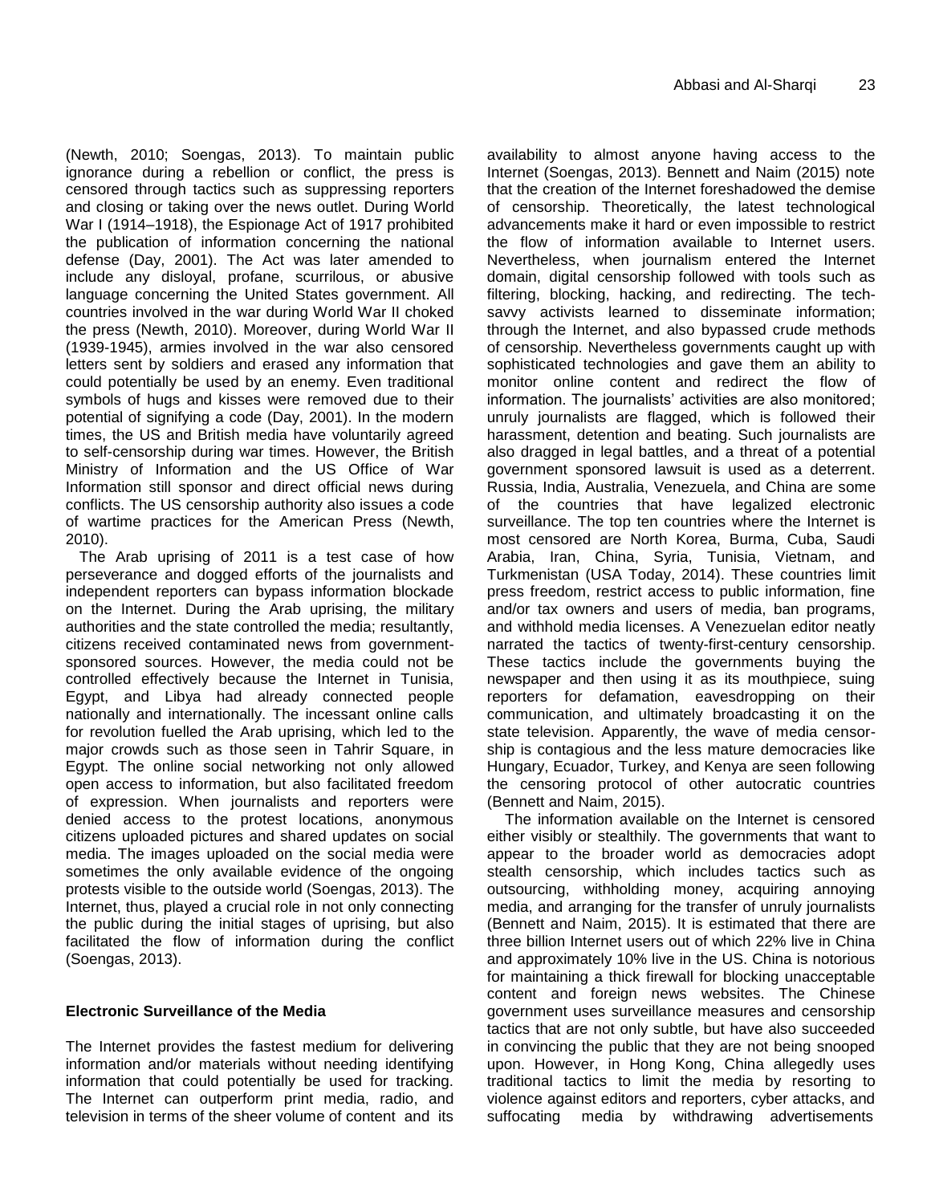(Newth, 2010; Soengas, 2013). To maintain public ignorance during a rebellion or conflict, the press is censored through tactics such as suppressing reporters and closing or taking over the news outlet. During World War I (1914–1918), the Espionage Act of 1917 prohibited the publication of information concerning the national defense (Day, 2001). The Act was later amended to include any disloyal, profane, scurrilous, or abusive language concerning the United States government. All countries involved in the war during World War II choked the press (Newth, 2010). Moreover, during World War II (1939-1945), armies involved in the war also censored letters sent by soldiers and erased any information that could potentially be used by an enemy. Even traditional symbols of hugs and kisses were removed due to their potential of signifying a code (Day, 2001). In the modern times, the US and British media have voluntarily agreed to self-censorship during war times. However, the British Ministry of Information and the US Office of War Information still sponsor and direct official news during conflicts. The US censorship authority also issues a code of wartime practices for the American Press (Newth, 2010).

The Arab uprising of 2011 is a test case of how perseverance and dogged efforts of the journalists and independent reporters can bypass information blockade on the Internet. During the Arab uprising, the military authorities and the state controlled the media; resultantly, citizens received contaminated news from government-sponsored sources. However, the media could not be controlled effectively because the Internet in Tunisia, Egypt, and Libya had already connected people nationally and internationally. The incessant online calls for revolution fuelled the Arab uprising, which led to the major crowds such as those seen in Tahrir Square, in Egypt. The online social networking not only allowed open access to information, but also facilitated freedom of expression. When journalists and reporters were denied access to the protest locations, anonymous citizens uploaded pictures and shared updates on social media. The images uploaded on the social media were sometimes the only available evidence of the ongoing protests visible to the outside world (Soengas, 2013). The Internet, thus, played a crucial role in not only connecting the public during the initial stages of uprising, but also facilitated the flow of information during the conflict (Soengas, 2013).

## Electronic Surveillance of the Media

The Internet provides the fastest medium for delivering information and/or materials without needing identifying information that could potentially be used for tracking. The Internet can outperform print media, radio, and television in terms of the sheer volume of content and its availability to almost anyone having access to the Internet (Soengas, 2013). Bennett and Naim (2015) note that the creation of the Internet foreshadowed the demise of censorship. Theoretically, the latest technological advancements make it hard or even impossible to restrict the flow of information available to Internet users. Nevertheless, when journalism entered the Internet domain, digital censorship followed with tools such as filtering, blocking, hacking, and redirecting. The tech-savvy activists learned to disseminate information; through the Internet, and also bypassed crude methods of censorship. Nevertheless governments caught up with sophisticated technologies and gave them an ability to monitor online content and redirect the flow of information. The journalists' activities are also monitored; unruly journalists are flagged, which is followed their harassment, detention and beating. Such journalists are also dragged in legal battles, and a threat of a potential government sponsored lawsuit is used as a deterrent. Russia, India, Australia, Venezuela, and China are some of the countries that have legalized electronic surveillance. The top ten countries where the Internet is most censored are North Korea, Burma, Cuba, Saudi Arabia, Iran, China, Syria, Tunisia, Vietnam, and Turkmenistan (USA Today, 2014). These countries limit press freedom, restrict access to public information, fine and/or tax owners and users of media, ban programs, and withhold media licenses. A Venezuelan editor neatly narrated the tactics of twenty-first-century censorship. These tactics include the governments buying the newspaper and then using it as its mouthpiece, suing reporters for defamation, eavesdropping on their communication, and ultimately broadcasting it on the state television. Apparently, the wave of media censorship is contagious and the less mature democracies like Hungary, Ecuador, Turkey, and Kenya are seen following the censoring protocol of other autocratic countries (Bennett and Naim, 2015).

The information available on the Internet is censored either visibly or stealthily. The governments that want to appear to the broader world as democracies adopt stealth censorship, which includes tactics such as outsourcing, withholding money, acquiring annoying media, and arranging for the transfer of unruly journalists (Bennett and Naim, 2015). It is estimated that there are three billion Internet users out of which 22% live in China and approximately 10% live in the US. China is notorious for maintaining a thick firewall for blocking unacceptable content and foreign news websites. The Chinese government uses surveillance measures and censorship tactics that are not only subtle, but have also succeeded in convincing the public that they are not being snooped upon. However, in Hong Kong, China allegedly uses traditional tactics to limit the media by resorting to violence against editors and reporters, cyber attacks, and suffocating media by withdrawing advertisements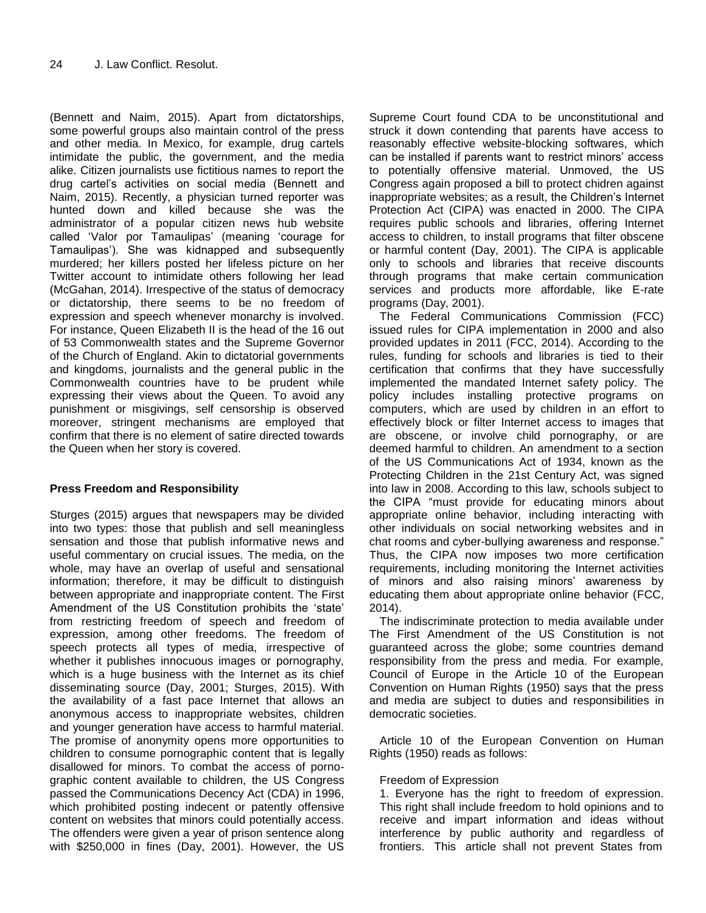(Bennett and Naim, 2015). Apart from dictatorships, some powerful groups also maintain control of the press and other media. In Mexico, for example, drug cartels intimidate the public, the government, and the media alike. Citizen journalists use fictitious names to report the drug cartel's activities on social media (Bennett and Naim, 2015). Recently, a physician turned reporter was hunted down and killed because she was the administrator of a popular citizen news hub website called 'Valor por Tamaulipas' (meaning 'courage for Tamaulipas'). She was kidnapped and subsequently murdered; her killers posted her lifeless picture on her Twitter account to intimidate others following her lead (McGahan, 2014). Irrespective of the status of democracy or dictatorship, there seems to be no freedom of expression and speech whenever monarchy is involved. For instance, Queen Elizabeth II is the head of the 16 out of 53 Commonwealth states and the Supreme Governor of the Church of England. Akin to dictatorial governments and kingdoms, journalists and the general public in the Commonwealth countries have to be prudent while expressing their views about the Queen. To avoid any punishment or misgivings, self censorship is observed moreover, stringent mechanisms are employed that confirm that there is no element of satire directed towards the Queen when her story is covered.

## Press Freedom and Responsibility

Sturges (2015) argues that newspapers may be divided into two types: those that publish and sell meaningless sensation and those that publish informative news and useful commentary on crucial issues. The media, on the whole, may have an overlap of useful and sensational information; therefore, it may be difficult to distinguish between appropriate and inappropriate content. The First Amendment of the US Constitution prohibits the 'state' from restricting freedom of speech and freedom of expression, among other freedoms. The freedom of speech protects all types of media, irrespective of whether it publishes innocuous images or pornography, which is a huge business with the Internet as its chief disseminating source (Day, 2001; Sturges, 2015). With the availability of a fast pace Internet that allows an anonymous access to inappropriate websites, children and younger generation have access to harmful material. The promise of anonymity opens more opportunities to children to consume pornographic content that is legally disallowed for minors. To combat the access of pornographic content available to children, the US Congress passed the Communications Decency Act (CDA) in 1996, which prohibited posting indecent or patently offensive content on websites that minors could potentially access. The offenders were given a year of prison sentence along with \$250,000 in fines (Day, 2001). However, the US Supreme Court found CDA to be unconstitutional and struck it down contending that parents have access to reasonably effective website-blocking softwares, which can be installed if parents want to restrict minors' access to potentially offensive material. Unmoved, the US Congress again proposed a bill to protect chidren against inappropriate websites; as a result, the Children's Internet Protection Act (CIPA) was enacted in 2000. The CIPA requires public schools and libraries, offering Internet access to children, to install programs that filter obscene or harmful content (Day, 2001). The CIPA is applicable only to schools and libraries that receive discounts through programs that make certain communication services and products more affordable, like E-rate programs (Day, 2001).

The Federal Communications Commission (FCC) issued rules for CIPA implementation in 2000 and also provided updates in 2011 (FCC, 2014). According to the rules, funding for schools and libraries is tied to their certification that confirms that they have successfully implemented the mandated Internet safety policy. The policy includes installing protective programs on computers, which are used by children in an effort to effectively block or filter Internet access to images that are obscene, or involve child pornography, or are deemed harmful to children. An amendment to a section of the US Communications Act of 1934, known as the Protecting Children in the 21st Century Act, was signed into law in 2008. According to this law, schools subject to the CIPA "must provide for educating minors about appropriate online behavior, including interacting with other individuals on social networking websites and in chat rooms and cyber-bullying awareness and response." Thus, the CIPA now imposes two more certification requirements, including monitoring the Internet activities of minors and also raising minors' awareness by educating them about appropriate online behavior (FCC, 2014).

The indiscriminate protection to media available under The First Amendment of the US Constitution is not guaranteed across the globe; some countries demand responsibility from the press and media. For example, Council of Europe in the Article 10 of the European Convention on Human Rights (1950) says that the press and media are subject to duties and responsibilities in democratic societies.

Article 10 of the European Convention on Human Rights (1950) reads as follows:

> Freedom of Expression
>
> 1. Everyone has the right to freedom of expression. This right shall include freedom to hold opinions and to receive and impart information and ideas without interference by public authority and regardless of frontiers. This article shall not prevent States from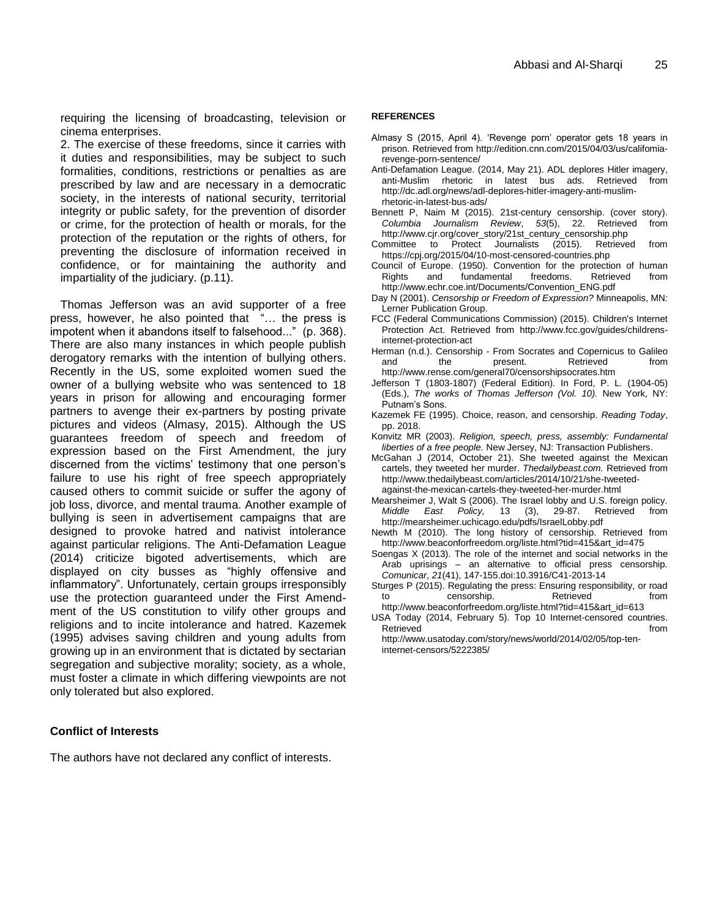requiring the licensing of broadcasting, television or cinema enterprises.

2. The exercise of these freedoms, since it carries with it duties and responsibilities, may be subject to such formalities, conditions, restrictions or penalties as are prescribed by law and are necessary in a democratic society, in the interests of national security, territorial integrity or public safety, for the prevention of disorder or crime, for the protection of health or morals, for the protection of the reputation or the rights of others, for preventing the disclosure of information received in confidence, or for maintaining the authority and impartiality of the judiciary. (p.11).

Thomas Jefferson was an avid supporter of a free press, however, he also pointed that "… the press is impotent when it abandons itself to falsehood..." (p. 368). There are also many instances in which people publish derogatory remarks with the intention of bullying others. Recently in the US, some exploited women sued the owner of a bullying website who was sentenced to 18 years in prison for allowing and encouraging former partners to avenge their ex-partners by posting private pictures and videos (Almasy, 2015). Although the US guarantees freedom of speech and freedom of expression based on the First Amendment, the jury discerned from the victims' testimony that one person's failure to use his right of free speech appropriately caused others to commit suicide or suffer the agony of job loss, divorce, and mental trauma. Another example of bullying is seen in advertisement campaigns that are designed to provoke hatred and nativist intolerance against particular religions. The Anti-Defamation League (2014) criticize bigoted advertisements, which are displayed on city busses as "highly offensive and inflammatory". Unfortunately, certain groups irresponsibly use the protection guaranteed under the First Amendment of the US constitution to vilify other groups and religions and to incite intolerance and hatred. Kazemek (1995) advises saving children and young adults from growing up in an environment that is dictated by sectarian segregation and subjective morality; society, as a whole, must foster a climate in which differing viewpoints are not only tolerated but also explored.

## Conflict of Interests

The authors have not declared any conflict of interests.

## REFERENCES

Almasy S (2015, April 4). 'Revenge porn' operator gets 18 years in prison. Retrieved from http://edition.cnn.com/2015/04/03/us/califomia-revenge-porn-sentence/

Anti-Defamation League. (2014, May 21). ADL deplores Hitler imagery, anti-Muslim rhetoric in latest bus ads. Retrieved from http://dc.adl.org/news/adl-deplores-hitler-imagery-anti-muslim-rhetoric-in-latest-bus-ads/

Bennett P, Naim M (2015). 21st-century censorship. (cover story). *Columbia Journalism Review*, *53*(5), 22. Retrieved from http://www.cjr.org/cover_story/21st_century_censorship.php

Committee to Protect Journalists (2015). Retrieved from https://cpj.org/2015/04/10-most-censored-countries.php

Council of Europe. (1950). Convention for the protection of human Rights and fundamental freedoms. Retrieved from http://www.echr.coe.int/Documents/Convention_ENG.pdf

Day N (2001). *Censorship or Freedom of Expression?* Minneapolis, MN*:* Lerner Publication Group.

FCC (Federal Communications Commission) (2015). Children's Internet Protection Act. Retrieved from http://www.fcc.gov/guides/childrens-internet-protection-act

Herman (n.d.). Censorship - From Socrates and Copernicus to Galileo and the present. Retrieved from http://www.rense.com/general70/censorshipsocrates.htm

Jefferson T (1803-1807) (Federal Edition). In Ford, P. L. (1904-05) (Eds.), *The works of Thomas Jefferson (Vol. 10).* New York, NY: Putnam's Sons.

Kazemek FE (1995). Choice, reason, and censorship. *Reading Today*, pp. 2018.

Konvitz MR (2003). *Religion, speech, press, assembly: Fundamental liberties of a free people.* New Jersey, NJ: Transaction Publishers.

McGahan J (2014, October 21). She tweeted against the Mexican cartels, they tweeted her murder. *Thedailybeast.com.* Retrieved from http://www.thedailybeast.com/articles/2014/10/21/she-tweeted-against-the-mexican-cartels-they-tweeted-her-murder.html

Mearsheimer J, Walt S (2006). The Israel lobby and U.S. foreign policy. *Middle East Policy,* 13 (3), 29-87. Retrieved from http://mearsheimer.uchicago.edu/pdfs/IsraelLobby.pdf

Newth M (2010). The long history of censorship. Retrieved from http://www.beaconforfreedom.org/liste.html?tid=415&art_id=475

Soengas X (2013). The role of the internet and social networks in the Arab uprisings – an alternative to official press censorship. *Comunicar*, *21*(41), 147-155.doi:10.3916/C41-2013-14

Sturges P (2015). Regulating the press: Ensuring responsibility, or road to censorship. Retrieved from http://www.beaconforfreedom.org/liste.html?tid=415&art_id=613

USA Today (2014, February 5). Top 10 Internet-censored countries. Retrieved from http://www.usatoday.com/story/news/world/2014/02/05/top-ten-internet-censors/5222385/